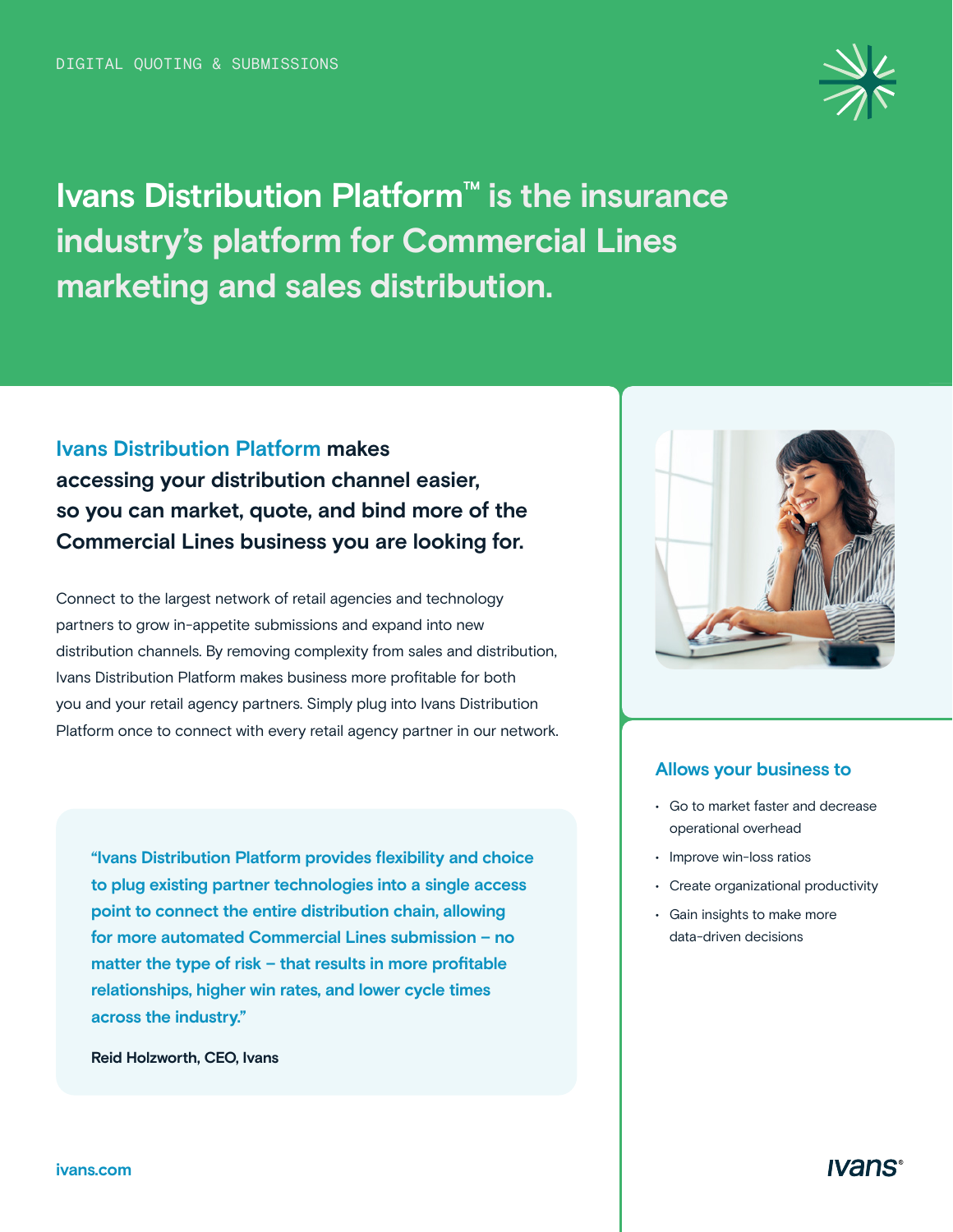DIGITAL QUOTING & SUBMISSIONS

# Ivans Distribution Platform™ is the insurance industry's platform for Commercial Lines marketing and sales distribution.

## Ivans Distribution Platform makes accessing your distribution channel easier, so you can market, quote, and bind more of the Commercial Lines business you are looking for.

Connect to the largest network of retail agencies and technology partners to grow in-appetite submissions and expand into new distribution channels. By removing complexity from sales and distribution, Ivans Distribution Platform makes business more profitable for both you and your retail agency partners. Simply plug into Ivans Distribution Platform once to connect with every retail agency partner in our network.

> "Ivans Distribution Platform provides flexibility and choice to plug existing partner technologies into a single access point to connect the entire distribution chain, allowing for more automated Commercial Lines submission – no matter the type of risk – that results in more profitable relationships, higher win rates, and lower cycle times across the industry."
>
> **Reid Holzworth, CEO, Ivans**

### Allows your business to

- Go to market faster and decrease operational overhead
- Improve win-loss ratios
- Create organizational productivity
- Gain insights to make more data-driven decisions

ivans.com

ivans®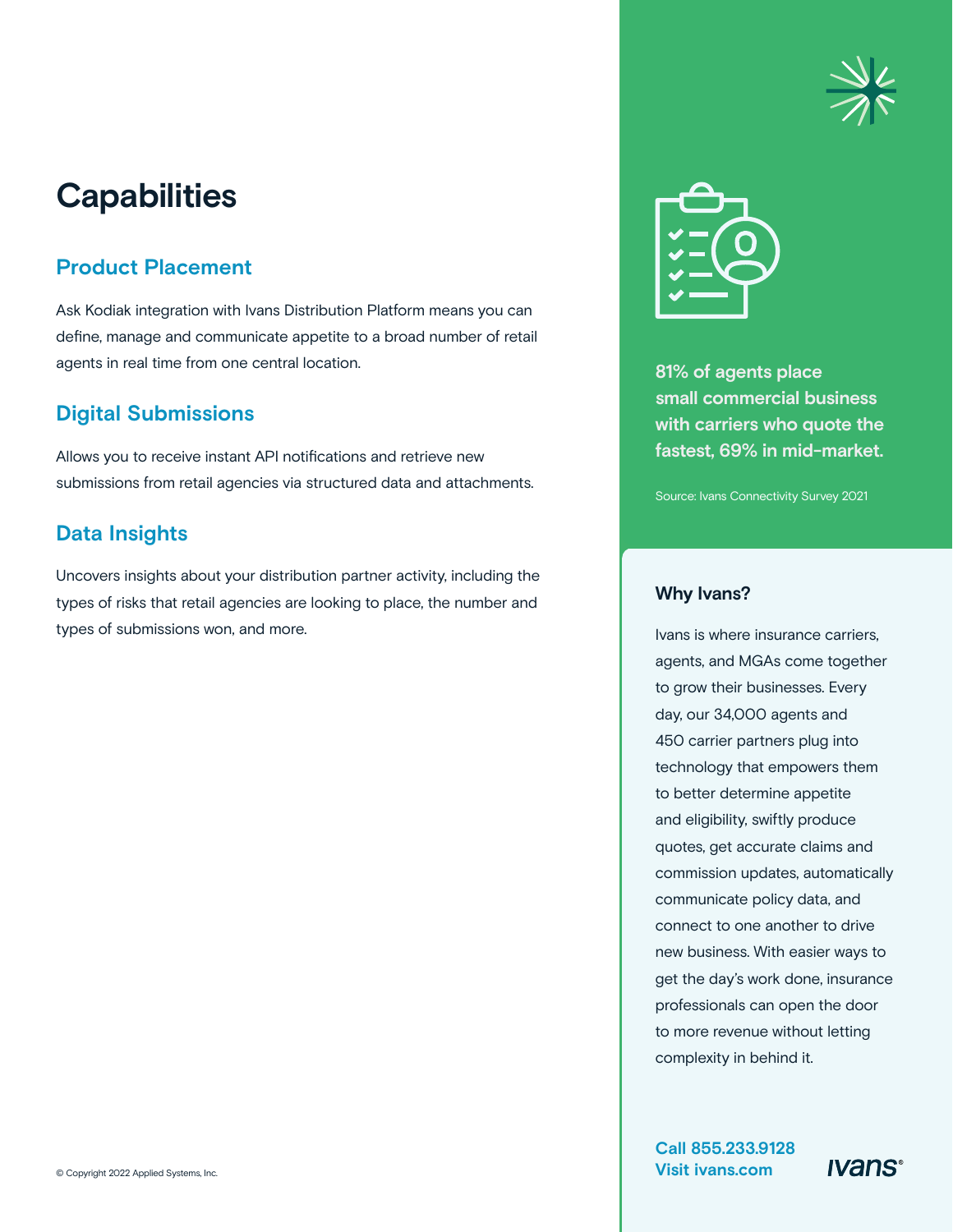# Capabilities

## Product Placement

Ask Kodiak integration with Ivans Distribution Platform means you can define, manage and communicate appetite to a broad number of retail agents in real time from one central location.

## Digital Submissions

Allows you to receive instant API notifications and retrieve new submissions from retail agencies via structured data and attachments.

## Data Insights

Uncovers insights about your distribution partner activity, including the types of risks that retail agencies are looking to place, the number and types of submissions won, and more.

**81% of agents place small commercial business with carriers who quote the fastest, 69% in mid-market.**

Source: Ivans Connectivity Survey 2021

### Why Ivans?

Ivans is where insurance carriers, agents, and MGAs come together to grow their businesses. Every day, our 34,000 agents and 450 carrier partners plug into technology that empowers them to better determine appetite and eligibility, swiftly produce quotes, get accurate claims and commission updates, automatically communicate policy data, and connect to one another to drive new business. With easier ways to get the day's work done, insurance professionals can open the door to more revenue without letting complexity in behind it.

**Call 855.233.9128**
**Visit ivans.com**

ivans®

© Copyright 2022 Applied Systems, Inc.